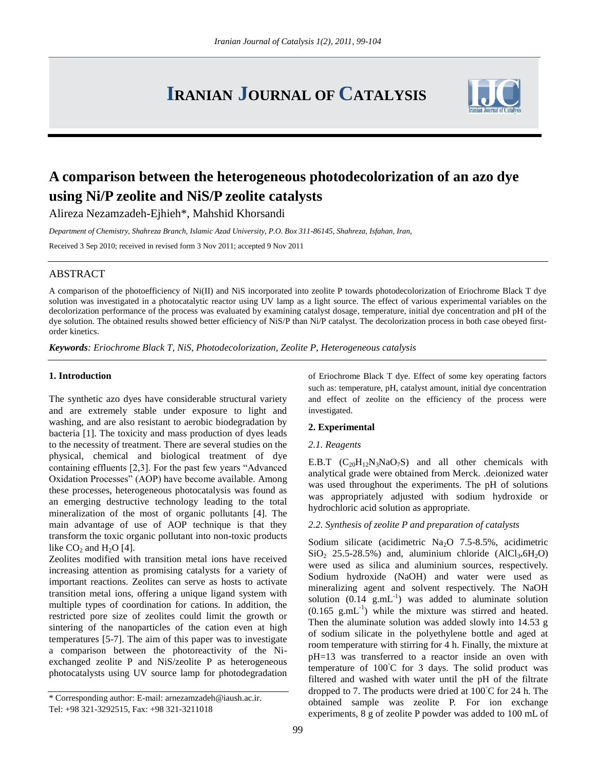# IRANIAN JOURNAL OF CATALYSIS

# A comparison between the heterogeneous photodecolorization of an azo dye using Ni/P zeolite and NiS/P zeolite catalysts

Alireza Nezamzadeh-Ejhieh*, Mahshid Khorsandi

*Department of Chemistry, Shahreza Branch, Islamic Azad University, P.O. Box 311-86145, Shahreza, Isfahan, Iran,*

Received 3 Sep 2010; received in revised form 3 Nov 2011; accepted 9 Nov 2011

## ABSTRACT

A comparison of the photoefficiency of Ni(II) and NiS incorporated into zeolite P towards photodecolorization of Eriochrome Black T dye solution was investigated in a photocatalytic reactor using UV lamp as a light source. The effect of various experimental variables on the decolorization performance of the process was evaluated by examining catalyst dosage, temperature, initial dye concentration and pH of the dye solution. The obtained results showed better efficiency of NiS/P than Ni/P catalyst. The decolorization process in both case obeyed first-order kinetics.

***Keywords****: Eriochrome Black T, NiS, Photodecolorization, Zeolite P, Heterogeneous catalysis*

### 1. Introduction

The synthetic azo dyes have considerable structural variety and are extremely stable under exposure to light and washing, and are also resistant to aerobic biodegradation by bacteria [1]. The toxicity and mass production of dyes leads to the necessity of treatment. There are several studies on the physical, chemical and biological treatment of dye containing effluents [2,3]. For the past few years "Advanced Oxidation Processes" (AOP) have become available. Among these processes, heterogeneous photocatalysis was found as an emerging destructive technology leading to the total mineralization of the most of organic pollutants [4]. The main advantage of use of AOP technique is that they transform the toxic organic pollutant into non-toxic products like $CO_2$ and $H_2O$ [4].

Zeolites modified with transition metal ions have received increasing attention as promising catalysts for a variety of important reactions. Zeolites can serve as hosts to activate transition metal ions, offering a unique ligand system with multiple types of coordination for cations. In addition, the restricted pore size of zeolites could limit the growth or sintering of the nanoparticles of the cation even at high temperatures [5-7]. The aim of this paper was to investigate a comparison between the photoreactivity of the Ni-exchanged zeolite P and NiS/zeolite P as heterogeneous photocatalysts using UV source lamp for photodegradation of Eriochrome Black T dye. Effect of some key operating factors such as: temperature, pH, catalyst amount, initial dye concentration and effect of zeolite on the efficiency of the process were investigated.

### 2. Experimental

#### *2.1. Reagents*

E.B.T ($C_{20}H_{12}N_3NaO_7S$) and all other chemicals with analytical grade were obtained from Merck. .deionized water was used throughout the experiments. The pH of solutions was appropriately adjusted with sodium hydroxide or hydrochloric acid solution as appropriate.

#### *2.2. Synthesis of zeolite P and preparation of catalysts*

Sodium silicate (acidimetric $Na_2O$ 7.5-8.5%, acidimetric $SiO_2$ 25.5-28.5%) and, aluminium chloride ($AlCl_3.6H_2O$) were used as silica and aluminium sources, respectively. Sodium hydroxide (NaOH) and water were used as mineralizing agent and solvent respectively. The NaOH solution (0.14 $g.mL^{-1}$) was added to aluminate solution (0.165 $g.mL^{-1}$) while the mixture was stirred and heated. Then the aluminate solution was added slowly into 14.53 g of sodium silicate in the polyethylene bottle and aged at room temperature with stirring for 4 h. Finally, the mixture at pH=13 was transferred to a reactor inside an oven with temperature of 100°C for 3 days. The solid product was filtered and washed with water until the pH of the filtrate dropped to 7. The products were dried at 100°C for 24 h. The obtained sample was zeolite P. For ion exchange experiments, 8 g of zeolite P powder was added to 100 mL of

\* Corresponding author: E-mail: arnezamzadeh@iaush.ac.ir.
Tel: +98 321-3292515, Fax: +98 321-3211018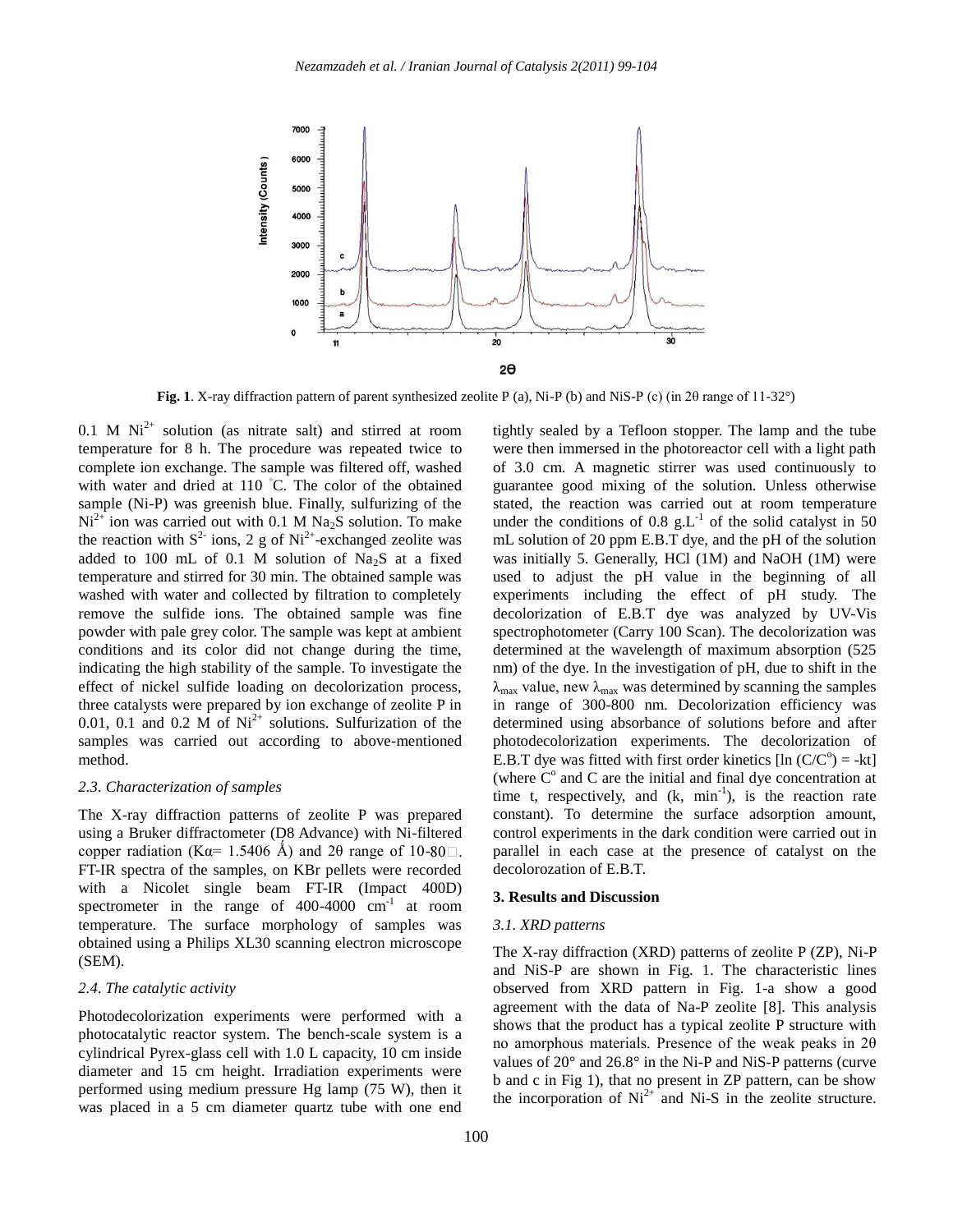Fig. 1. X-ray diffraction pattern of parent synthesized zeolite P (a), Ni-P (b) and NiS-P (c) (in 2θ range of 11-32°)

0.1 M $Ni^{2+}$ solution (as nitrate salt) and stirred at room temperature for 8 h. The procedure was repeated twice to complete ion exchange. The sample was filtered off, washed with water and dried at 110 °C. The color of the obtained sample (Ni-P) was greenish blue. Finally, sulfurizing of the $Ni^{2+}$ ion was carried out with 0.1 M $Na_2S$ solution. To make the reaction with $S^{2-}$ ions, 2 g of $Ni^{2+}$-exchanged zeolite was added to 100 mL of 0.1 M solution of $Na_2S$ at a fixed temperature and stirred for 30 min. The obtained sample was washed with water and collected by filtration to completely remove the sulfide ions. The obtained sample was fine powder with pale grey color. The sample was kept at ambient conditions and its color did not change during the time, indicating the high stability of the sample. To investigate the effect of nickel sulfide loading on decolorization process, three catalysts were prepared by ion exchange of zeolite P in 0.01, 0.1 and 0.2 M of $Ni^{2+}$ solutions. Sulfurization of the samples was carried out according to above-mentioned method.

### 2.3. Characterization of samples

The X-ray diffraction patterns of zeolite P was prepared using a Bruker diffractometer (D8 Advance) with Ni-filtered copper radiation (Kα= 1.5406 Å) and 2θ range of 10-80°. FT-IR spectra of the samples, on KBr pellets were recorded with a Nicolet single beam FT-IR (Impact 400D) spectrometer in the range of 400-4000 $cm^{-1}$ at room temperature. The surface morphology of samples was obtained using a Philips XL30 scanning electron microscope (SEM).

### 2.4. The catalytic activity

Photodecolorization experiments were performed with a photocatalytic reactor system. The bench-scale system is a cylindrical Pyrex-glass cell with 1.0 L capacity, 10 cm inside diameter and 15 cm height. Irradiation experiments were performed using medium pressure Hg lamp (75 W), then it was placed in a 5 cm diameter quartz tube with one end tightly sealed by a Teflon stopper. The lamp and the tube were then immersed in the photoreactor cell with a light path of 3.0 cm. A magnetic stirrer was used continuously to guarantee good mixing of the solution. Unless otherwise stated, the reaction was carried out at room temperature under the conditions of 0.8 $g.L^{-1}$ of the solid catalyst in 50 mL solution of 20 ppm E.B.T dye, and the pH of the solution was initially 5. Generally, HCl (1M) and NaOH (1M) were used to adjust the pH value in the beginning of all experiments including the effect of pH study. The decolorization of E.B.T dye was analyzed by UV-Vis spectrophotometer (Carry 100 Scan). The decolorization was determined at the wavelength of maximum absorption (525 nm) of the dye. In the investigation of pH, due to shift in the $\lambda_{max}$ value, new $\lambda_{max}$ was determined by scanning the samples in range of 300-800 nm. Decolorization efficiency was determined using absorbance of solutions before and after photodecolorization experiments. The decolorization of E.B.T dye was fitted with first order kinetics [$\ln (C/C^o) = -kt$] (where $C^o$ and C are the initial and final dye concentration at time t, respectively, and (k, $min^{-1}$), is the reaction rate constant). To determine the surface adsorption amount, control experiments in the dark condition were carried out in parallel in each case at the presence of catalyst on the decolorozation of E.B.T.

## 3. Results and Discussion

### 3.1. XRD patterns

The X-ray diffraction (XRD) patterns of zeolite P (ZP), Ni-P and NiS-P are shown in Fig. 1. The characteristic lines observed from XRD pattern in Fig. 1-a show a good agreement with the data of Na-P zeolite [8]. This analysis shows that the product has a typical zeolite P structure with no amorphous materials. Presence of the weak peaks in 2θ values of 20° and 26.8° in the Ni-P and NiS-P patterns (curve b and c in Fig 1), that no present in ZP pattern, can be show the incorporation of $Ni^{2+}$ and Ni-S in the zeolite structure.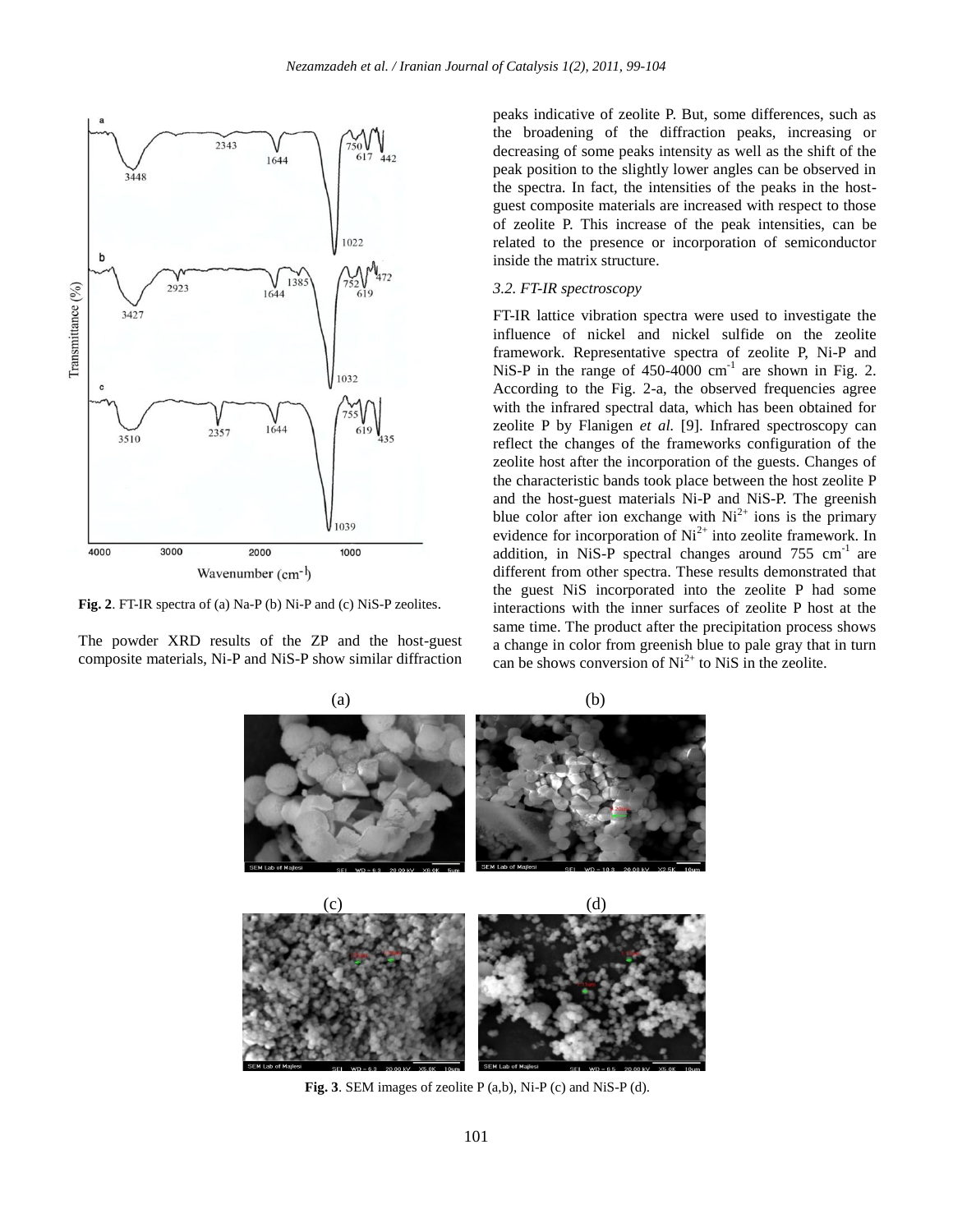a

3448

2343

1644

750

617

442

1022

b

2923

1385

472

752

619

3427

1644

1032

c

755

619

435

3510

2357

1644

1039

Transmittance (%)

4000 3000 2000 1000

Wavenumber ($cm^{-1}$)

**Fig. 2**. FT-IR spectra of (a) Na-P (b) Ni-P and (c) NiS-P zeolites.

The powder XRD results of the ZP and the host-guest composite materials, Ni-P and NiS-P show similar diffraction peaks indicative of zeolite P. But, some differences, such as the broadening of the diffraction peaks, increasing or decreasing of some peaks intensity as well as the shift of the peak position to the slightly lower angles can be observed in the spectra. In fact, the intensities of the peaks in the host-guest composite materials are increased with respect to those of zeolite P. This increase of the peak intensities, can be related to the presence or incorporation of semiconductor inside the matrix structure.

### *3.2. FT-IR spectroscopy*

FT-IR lattice vibration spectra were used to investigate the influence of nickel and nickel sulfide on the zeolite framework. Representative spectra of zeolite P, Ni-P and NiS-P in the range of 450-4000 $cm^{-1}$ are shown in Fig. 2. According to the Fig. 2-a, the observed frequencies agree with the infrared spectral data, which has been obtained for zeolite P by Flanigen *et al.* [9]. Infrared spectroscopy can reflect the changes of the frameworks configuration of the zeolite host after the incorporation of the guests. Changes of the characteristic bands took place between the host zeolite P and the host-guest materials Ni-P and NiS-P. The greenish blue color after ion exchange with $Ni^{2+}$ ions is the primary evidence for incorporation of $Ni^{2+}$ into zeolite framework. In addition, in NiS-P spectral changes around 755 $cm^{-1}$ are different from other spectra. These results demonstrated that the guest NiS incorporated into the zeolite P had some interactions with the inner surfaces of zeolite P host at the same time. The product after the precipitation process shows a change in color from greenish blue to pale gray that in turn can be shows conversion of $Ni^{2+}$ to NiS in the zeolite.

(a) (b)

(c) (d)

**Fig. 3**. SEM images of zeolite P (a,b), Ni-P (c) and NiS-P (d).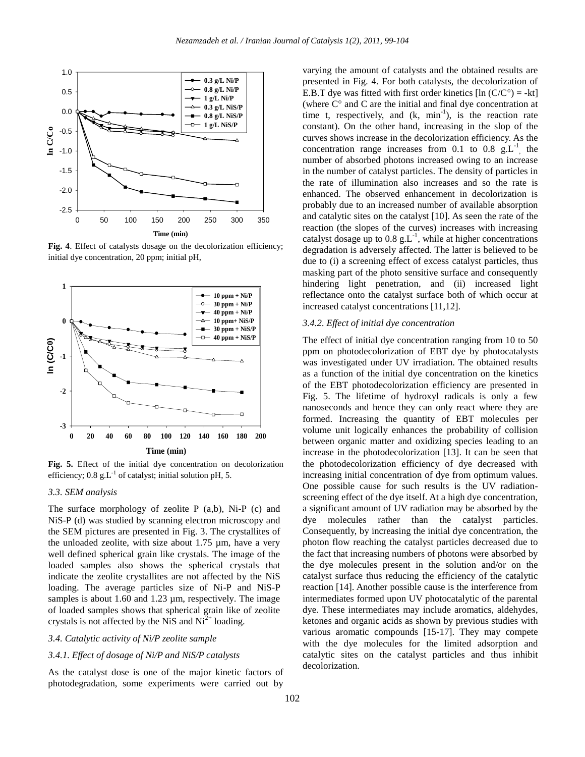1.0
0.5
0.0
-0.5
-1.0
-1.5
-2.0
-2.5
0 50 100 150 200 250 300 350
ln C/Co
Time (min)
0.3 g/L Ni/P
0.8 g/L Ni/P
1 g/L Ni/P
0.3 g/L NiS/P
0.8 g/L NiS/P
1 g/L NiS/P

**Fig. 4**. Effect of catalysts dosage on the decolorization efficiency; initial dye concentration, 20 ppm; initial pH,

1
0
-1
-2
-3
0 20 40 60 80 100 120 140 160 180 200
ln (C/C0)
Time (min)
10 ppm + Ni/P
30 ppm + Ni/P
40 ppm + Ni/P
10 ppm+ NiS/P
30 ppm + NiS/P
40 ppm + NiS/P

**Fig. 5.** Effect of the initial dye concentration on decolorization efficiency; 0.8 $g.L^{-1}$ of catalyst; initial solution pH, 5.

### *3.3. SEM analysis*

The surface morphology of zeolite P (a,b), Ni-P (c) and NiS-P (d) was studied by scanning electron microscopy and the SEM pictures are presented in Fig. 3. The crystallites of the unloaded zeolite, with size about 1.75 µm, have a very well defined spherical grain like crystals. The image of the loaded samples also shows the spherical crystals that indicate the zeolite crystallites are not affected by the NiS loading. The average particles size of Ni-P and NiS-P samples is about 1.60 and 1.23 µm, respectively. The image of loaded samples shows that spherical grain like of zeolite crystals is not affected by the NiS and $Ni^{2+}$ loading.

### *3.4. Catalytic activity of Ni/P zeolite sample*

#### *3.4.1. Effect of dosage of Ni/P and NiS/P catalysts*

As the catalyst dose is one of the major kinetic factors of photodegradation, some experiments were carried out by varying the amount of catalysts and the obtained results are presented in Fig. 4. For both catalysts, the decolorization of E.B.T dye was fitted with first order kinetics [$\ln (C/C°) = -kt$] (where C° and C are the initial and final dye concentration at time t, respectively, and (k, $min^{-1}$), is the reaction rate constant). On the other hand, increasing in the slop of the curves shows increase in the decolorization efficiency. As the concentration range increases from 0.1 to 0.8 $g.L^{-1}$, the number of absorbed photons increased owing to an increase in the number of catalyst particles. The density of particles in the rate of illumination also increases and so the rate is enhanced. The observed enhancement in decolorization is probably due to an increased number of available absorption and catalytic sites on the catalyst [10]. As seen the rate of the reaction (the slopes of the curves) increases with increasing catalyst dosage up to 0.8 $g.L^{-1}$, while at higher concentrations degradation is adversely affected. The latter is believed to be due to (i) a screening effect of excess catalyst particles, thus masking part of the photo sensitive surface and consequently hindering light penetration, and (ii) increased light reflectance onto the catalyst surface both of which occur at increased catalyst concentrations [11,12].

#### *3.4.2. Effect of initial dye concentration*

The effect of initial dye concentration ranging from 10 to 50 ppm on photodecolorization of EBT dye by photocatalysts was investigated under UV irradiation. The obtained results as a function of the initial dye concentration on the kinetics of the EBT photodecolorization efficiency are presented in Fig. 5. The lifetime of hydroxyl radicals is only a few nanoseconds and hence they can only react where they are formed. Increasing the quantity of EBT molecules per volume unit logically enhances the probability of collision between organic matter and oxidizing species leading to an increase in the photodecolorization [13]. It can be seen that the photodecolorization efficiency of dye decreased with increasing initial concentration of dye from optimum values. One possible cause for such results is the UV radiation-screening effect of the dye itself. At a high dye concentration, a significant amount of UV radiation may be absorbed by the dye molecules rather than the catalyst particles. Consequently, by increasing the initial dye concentration, the photon flow reaching the catalyst particles decreased due to the fact that increasing numbers of photons were absorbed by the dye molecules present in the solution and/or on the catalyst surface thus reducing the efficiency of the catalytic reaction [14]. Another possible cause is the interference from intermediates formed upon UV photocatalytic of the parental dye. These intermediates may include aromatics, aldehydes, ketones and organic acids as shown by previous studies with various aromatic compounds [15-17]. They may compete with the dye molecules for the limited adsorption and catalytic sites on the catalyst particles and thus inhibit decolorization.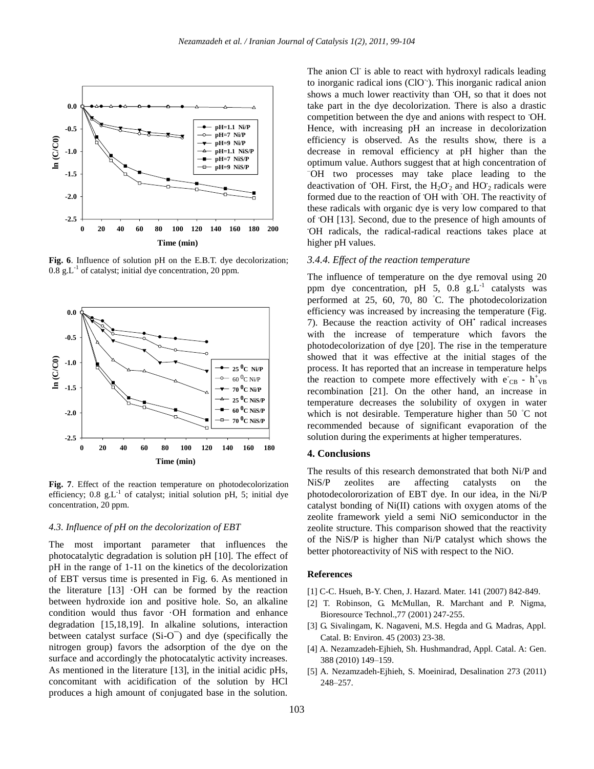0.0
-0.5
-1.0
-1.5
-2.0
-2.5
ln (C/C0)
0 20 40 60 80 100 120 140 160 180 200
Time (min)
pH=1.1 Ni/P
pH=7 Ni/P
pH=9 Ni/P
pH=1.1 NiS/P
pH=7 NiS/P
pH=9 NiS/P

**Fig. 6**. Influence of solution pH on the E.B.T. dye decolorization; 0.8 g.L$^{-1}$ of catalyst; initial dye concentration, 20 ppm.

0.0
-0.5
-1.0
-1.5
-2.0
-2.5
ln (C/C0)
0 20 40 60 80 100 120 140 160 180
Time (min)
25 $^0$C Ni/P
60 $^0$C Ni/P
70 $^0$C Ni/P
25 $^0$C NiS/P
60 $^0$C NiS/P
70 $^0$C NiS/P

**Fig. 7**. Effect of the reaction temperature on photodecolorization efficiency; 0.8 g.L$^{-1}$ of catalyst; initial solution pH, 5; initial dye concentration, 20 ppm.

### *4.3. Influence of pH on the decolorization of EBT*

The most important parameter that influences the photocatalytic degradation is solution pH [10]. The effect of pH in the range of 1-11 on the kinetics of the decolorization of EBT versus time is presented in Fig. 6. As mentioned in the literature [13] ·OH can be formed by the reaction between hydroxide ion and positive hole. So, an alkaline condition would thus favor ·OH formation and enhance degradation [15,18,19]. In alkaline solutions, interaction between catalyst surface (Si-O$^{-}$) and dye (specifically the nitrogen group) favors the adsorption of the dye on the surface and accordingly the photocatalytic activity increases. As mentioned in the literature [13], in the initial acidic pHs, concomitant with acidification of the solution by HCl produces a high amount of conjugated base in the solution. The anion $Cl^-$ is able to react with hydroxyl radicals leading to inorganic radical ions ($ClO^{\cdot-}$). This inorganic radical anion shows a much lower reactivity than $^{\cdot}OH$, so that it does not take part in the dye decolorization. There is also a drastic competition between the dye and anions with respect to $^{\cdot}OH$. Hence, with increasing pH an increase in decolorization efficiency is observed. As the results show, there is a decrease in removal efficiency at pH higher than the optimum value. Authors suggest that at high concentration of $^{-}OH$ two processes may take place leading to the deactivation of $^{\cdot}OH$. First, the $H_2O^{\cdot}_2$ and $HO^{\cdot}_2$ radicals were formed due to the reaction of $^{\cdot}OH$ with $^{-}OH$. The reactivity of these radicals with organic dye is very low compared to that of $^{\cdot}OH$ [13]. Second, due to the presence of high amounts of $^{\cdot}OH$ radicals, the radical-radical reactions takes place at higher pH values.

### *3.4.4. Effect of the reaction temperature*

The influence of temperature on the dye removal using 20 ppm dye concentration, pH 5, 0.8 g.L$^{-1}$ catalysts was performed at 25, 60, 70, 80 °C. The photodecolorization efficiency was increased by increasing the temperature (Fig. 7). Because the reaction activity of $OH^{\bullet}$ radical increases with the increase of temperature which favors the photodecolorization of dye [20]. The rise in the temperature showed that it was effective at the initial stages of the process. It has reported that an increase in temperature helps the reaction to compete more effectively with $e^{-}_{CB}$ - $h^{+}_{VB}$ recombination [21]. On the other hand, an increase in temperature decreases the solubility of oxygen in water which is not desirable. Temperature higher than 50 °C not recommended because of significant evaporation of the solution during the experiments at higher temperatures.

## 4. Conclusions

The results of this research demonstrated that both Ni/P and NiS/P zeolites are affecting catalysts on the photodecolororization of EBT dye. In our idea, in the Ni/P catalyst bonding of Ni(II) cations with oxygen atoms of the zeolite framework yield a semi NiO semiconductor in the zeolite structure. This comparison showed that the reactivity of the NiS/P is higher than Ni/P catalyst which shows the better photoreactivity of NiS with respect to the NiO.

### References

[1] C-C. Hsueh, B-Y. Chen, J. Hazard. Mater. 141 (2007) 842-849.

[2] T. Robinson, G. McMullan, R. Marchant and P. Nigma, Bioresource Technol.,77 (2001) 247-255.

[3] G. Sivalingam, K. Nagaveni, M.S. Hegda and G. Madras, Appl. Catal. B: Environ. 45 (2003) 23-38.

[4] A. Nezamzadeh-Ejhieh, Sh. Hushmandrad, Appl. Catal. A: Gen. 388 (2010) 149–159.

[5] A. Nezamzadeh-Ejhieh, S. Moeinirad, Desalination 273 (2011) 248–257.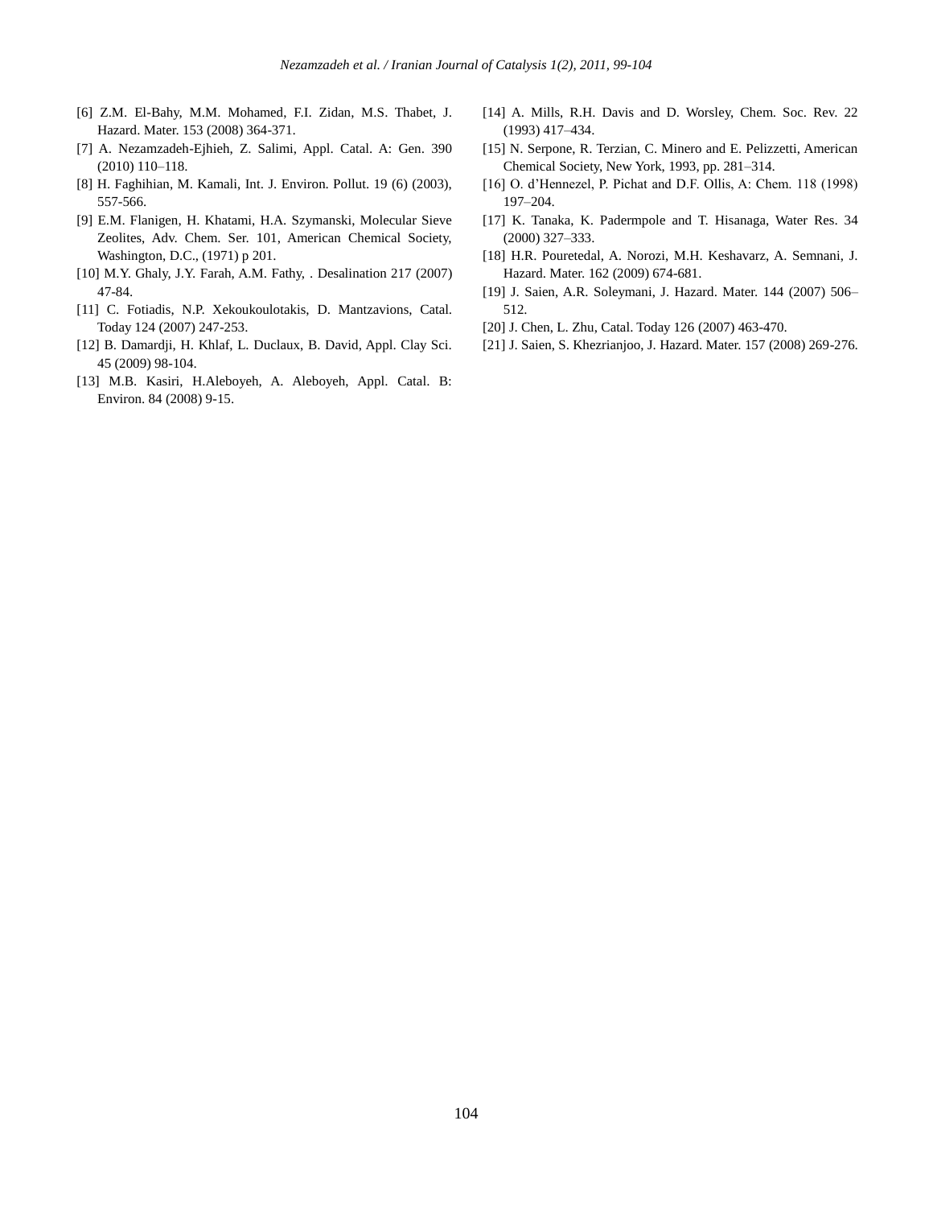[6] Z.M. El-Bahy, M.M. Mohamed, F.I. Zidan, M.S. Thabet, J. Hazard. Mater. 153 (2008) 364-371.

[7] A. Nezamzadeh-Ejhieh, Z. Salimi, Appl. Catal. A: Gen. 390 (2010) 110–118.

[8] H. Faghihian, M. Kamali, Int. J. Environ. Pollut. 19 (6) (2003), 557-566.

[9] E.M. Flanigen, H. Khatami, H.A. Szymanski, Molecular Sieve Zeolites, Adv. Chem. Ser. 101, American Chemical Society, Washington, D.C., (1971) p 201.

[10] M.Y. Ghaly, J.Y. Farah, A.M. Fathy, . Desalination 217 (2007) 47-84.

[11] C. Fotiadis, N.P. Xekoukoulotakis, D. Mantzavions, Catal. Today 124 (2007) 247-253.

[12] B. Damardji, H. Khlaf, L. Duclaux, B. David, Appl. Clay Sci. 45 (2009) 98-104.

[13] M.B. Kasiri, H.Aleboyeh, A. Aleboyeh, Appl. Catal. B: Environ. 84 (2008) 9-15.

[14] A. Mills, R.H. Davis and D. Worsley, Chem. Soc. Rev. 22 (1993) 417–434.

[15] N. Serpone, R. Terzian, C. Minero and E. Pelizzetti, American Chemical Society, New York, 1993, pp. 281–314.

[16] O. d'Hennezel, P. Pichat and D.F. Ollis, A: Chem. 118 (1998) 197–204.

[17] K. Tanaka, K. Padermpole and T. Hisanaga, Water Res. 34 (2000) 327–333.

[18] H.R. Pouretedal, A. Norozi, M.H. Keshavarz, A. Semnani, J. Hazard. Mater. 162 (2009) 674-681.

[19] J. Saien, A.R. Soleymani, J. Hazard. Mater. 144 (2007) 506–512.

[20] J. Chen, L. Zhu, Catal. Today 126 (2007) 463-470.

[21] J. Saien, S. Khezrianjoo, J. Hazard. Mater. 157 (2008) 269-276.